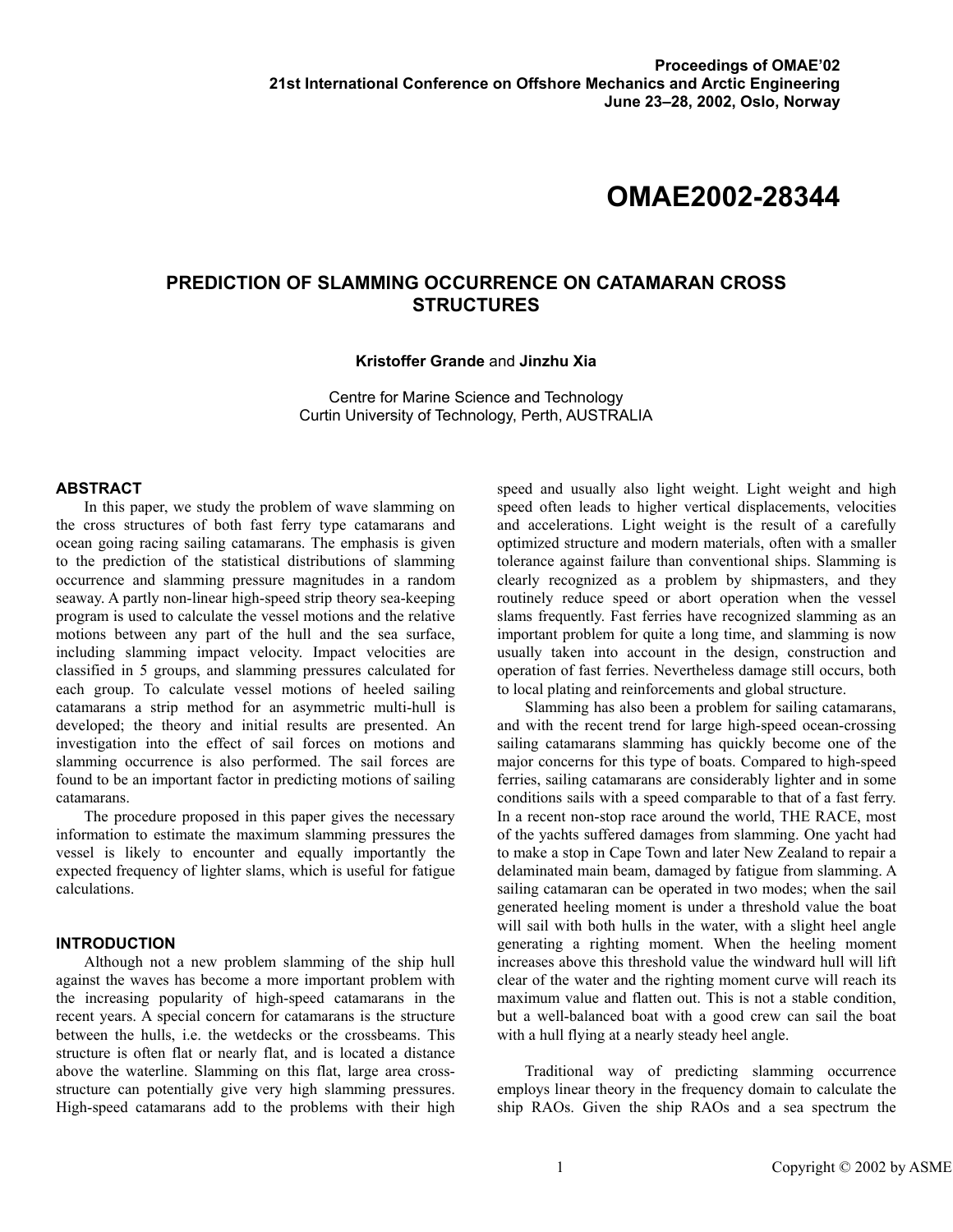**Proceedings of OMAE'02**
**21st International Conference on Offshore Mechanics and Arctic Engineering**
**June 23–28, 2002, Oslo, Norway**

# OMAE2002-28344

## PREDICTION OF SLAMMING OCCURRENCE ON CATAMARAN CROSS STRUCTURES

**Kristoffer Grande** and **Jinzhu Xia**

Centre for Marine Science and Technology
Curtin University of Technology, Perth, AUSTRALIA

### ABSTRACT

In this paper, we study the problem of wave slamming on the cross structures of both fast ferry type catamarans and ocean going racing sailing catamarans. The emphasis is given to the prediction of the statistical distributions of slamming occurrence and slamming pressure magnitudes in a random seaway. A partly non-linear high-speed strip theory sea-keeping program is used to calculate the vessel motions and the relative motions between any part of the hull and the sea surface, including slamming impact velocity. Impact velocities are classified in 5 groups, and slamming pressures calculated for each group. To calculate vessel motions of heeled sailing catamarans a strip method for an asymmetric multi-hull is developed; the theory and initial results are presented. An investigation into the effect of sail forces on motions and slamming occurrence is also performed. The sail forces are found to be an important factor in predicting motions of sailing catamarans.

The procedure proposed in this paper gives the necessary information to estimate the maximum slamming pressures the vessel is likely to encounter and equally importantly the expected frequency of lighter slams, which is useful for fatigue calculations.

### INTRODUCTION

Although not a new problem slamming of the ship hull against the waves has become a more important problem with the increasing popularity of high-speed catamarans in the recent years. A special concern for catamarans is the structure between the hulls, i.e. the wetdecks or the crossbeams. This structure is often flat or nearly flat, and is located a distance above the waterline. Slamming on this flat, large area cross-structure can potentially give very high slamming pressures. High-speed catamarans add to the problems with their high speed and usually also light weight. Light weight and high speed often leads to higher vertical displacements, velocities and accelerations. Light weight is the result of a carefully optimized structure and modern materials, often with a smaller tolerance against failure than conventional ships. Slamming is clearly recognized as a problem by shipmasters, and they routinely reduce speed or abort operation when the vessel slams frequently. Fast ferries have recognized slamming as an important problem for quite a long time, and slamming is now usually taken into account in the design, construction and operation of fast ferries. Nevertheless damage still occurs, both to local plating and reinforcements and global structure.

Slamming has also been a problem for sailing catamarans, and with the recent trend for large high-speed ocean-crossing sailing catamarans slamming has quickly become one of the major concerns for this type of boats. Compared to high-speed ferries, sailing catamarans are considerably lighter and in some conditions sails with a speed comparable to that of a fast ferry. In a recent non-stop race around the world, THE RACE, most of the yachts suffered damages from slamming. One yacht had to make a stop in Cape Town and later New Zealand to repair a delaminated main beam, damaged by fatigue from slamming. A sailing catamaran can be operated in two modes; when the sail generated heeling moment is under a threshold value the boat will sail with both hulls in the water, with a slight heel angle generating a righting moment. When the heeling moment increases above this threshold value the windward hull will lift clear of the water and the righting moment curve will reach its maximum value and flatten out. This is not a stable condition, but a well-balanced boat with a good crew can sail the boat with a hull flying at a nearly steady heel angle.

Traditional way of predicting slamming occurrence employs linear theory in the frequency domain to calculate the ship RAOs. Given the ship RAOs and a sea spectrum the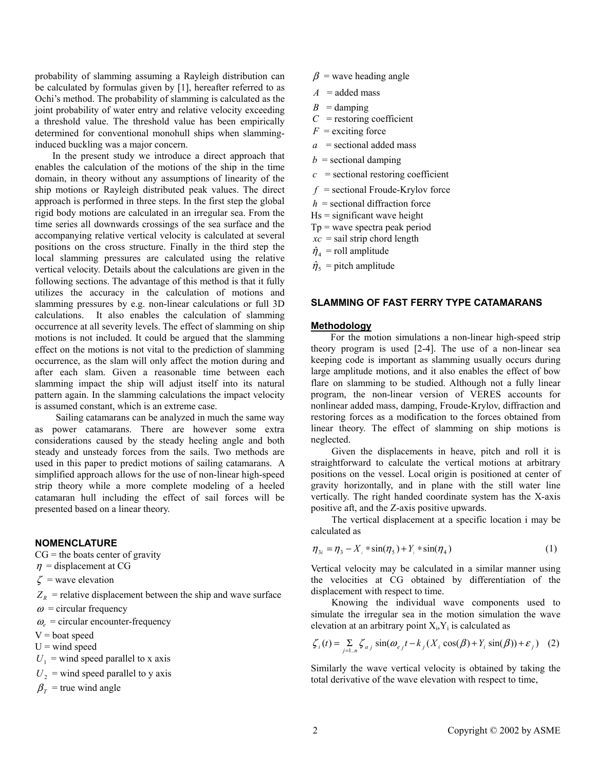probability of slamming assuming a Rayleigh distribution can be calculated by formulas given by [1], hereafter referred to as Ochi's method. The probability of slamming is calculated as the joint probability of water entry and relative velocity exceeding a threshold value. The threshold value has been empirically determined for conventional monohull ships when slamming-induced buckling was a major concern.

In the present study we introduce a direct approach that enables the calculation of the motions of the ship in the time domain, in theory without any assumptions of linearity of the ship motions or Rayleigh distributed peak values. The direct approach is performed in three steps. In the first step the global rigid body motions are calculated in an irregular sea. From the time series all downwards crossings of the sea surface and the accompanying relative vertical velocity is calculated at several positions on the cross structure. Finally in the third step the local slamming pressures are calculated using the relative vertical velocity. Details about the calculations are given in the following sections. The advantage of this method is that it fully utilizes the accuracy in the calculation of motions and slamming pressures by e.g. non-linear calculations or full 3D calculations. It also enables the calculation of slamming occurrence at all severity levels. The effect of slamming on ship motions is not included. It could be argued that the slamming effect on the motions is not vital to the prediction of slamming occurrence, as the slam will only affect the motion during and after each slam. Given a reasonable time between each slamming impact the ship will adjust itself into its natural pattern again. In the slamming calculations the impact velocity is assumed constant, which is an extreme case.

Sailing catamarans can be analyzed in much the same way as power catamarans. There are however some extra considerations caused by the steady heeling angle and both steady and unsteady forces from the sails. Two methods are used in this paper to predict motions of sailing catamarans. A simplified approach allows for the use of non-linear high-speed strip theory while a more complete modeling of a heeled catamaran hull including the effect of sail forces will be presented based on a linear theory.

## NOMENCLATURE

CG = the boats center of gravity  
$\eta$ = displacement at CG  
$\zeta$ = wave elevation  
$Z_R$ = relative displacement between the ship and wave surface  
$\omega$ = circular frequency  
$\omega_e$ = circular encounter-frequency  
V = boat speed  
U = wind speed  
$U_1$ = wind speed parallel to x axis  
$U_2$ = wind speed parallel to y axis  
$\beta_T$ = true wind angle  
$\beta$ = wave heading angle  
$A$ = added mass  
$B$ = damping  
$C$ = restoring coefficient  
$F$ = exciting force  
$a$ = sectional added mass  
$b$ = sectional damping  
$c$ = sectional restoring coefficient  
$f$ = sectional Froude-Krylov force  
$h$ = sectional diffraction force  
Hs = significant wave height  
Tp = wave spectra peak period  
$xc$ = sail strip chord length  
$\hat{\eta}_4$ = roll amplitude  
$\hat{\eta}_5$ = pitch amplitude

## SLAMMING OF FAST FERRY TYPE CATAMARANS

### Methodology

For the motion simulations a non-linear high-speed strip theory program is used [2-4]. The use of a non-linear sea keeping code is important as slamming usually occurs during large amplitude motions, and it also enables the effect of bow flare on slamming to be studied. Although not a fully linear program, the non-linear version of VERES accounts for nonlinear added mass, damping, Froude-Krylov, diffraction and restoring forces as a modification to the forces obtained from linear theory. The effect of slamming on ship motions is neglected.

Given the displacements in heave, pitch and roll it is straightforward to calculate the vertical motions at arbitrary positions on the vessel. Local origin is positioned at center of gravity horizontally, and in plane with the still water line vertically. The right handed coordinate system has the X-axis positive aft, and the Z-axis positive upwards.

The vertical displacement at a specific location i may be calculated as

$$\eta_{3i} = \eta_3 - X_i * \sin(\eta_5) + Y_i * \sin(\eta_4) \tag{1}$$

Vertical velocity may be calculated in a similar manner using the velocities at CG obtained by differentiation of the displacement with respect to time.

Knowing the individual wave components used to simulate the irregular sea in the motion simulation the wave elevation at an arbitrary point $X_i, Y_i$ is calculated as

$$\zeta_i(t) = \sum_{j=1..n} \zeta_{aj} \sin(\omega_{ej} t - k_j (X_i \cos(\beta) + Y_i \sin(\beta)) + \varepsilon_j) \tag{2}$$

Similarly the wave vertical velocity is obtained by taking the total derivative of the wave elevation with respect to time,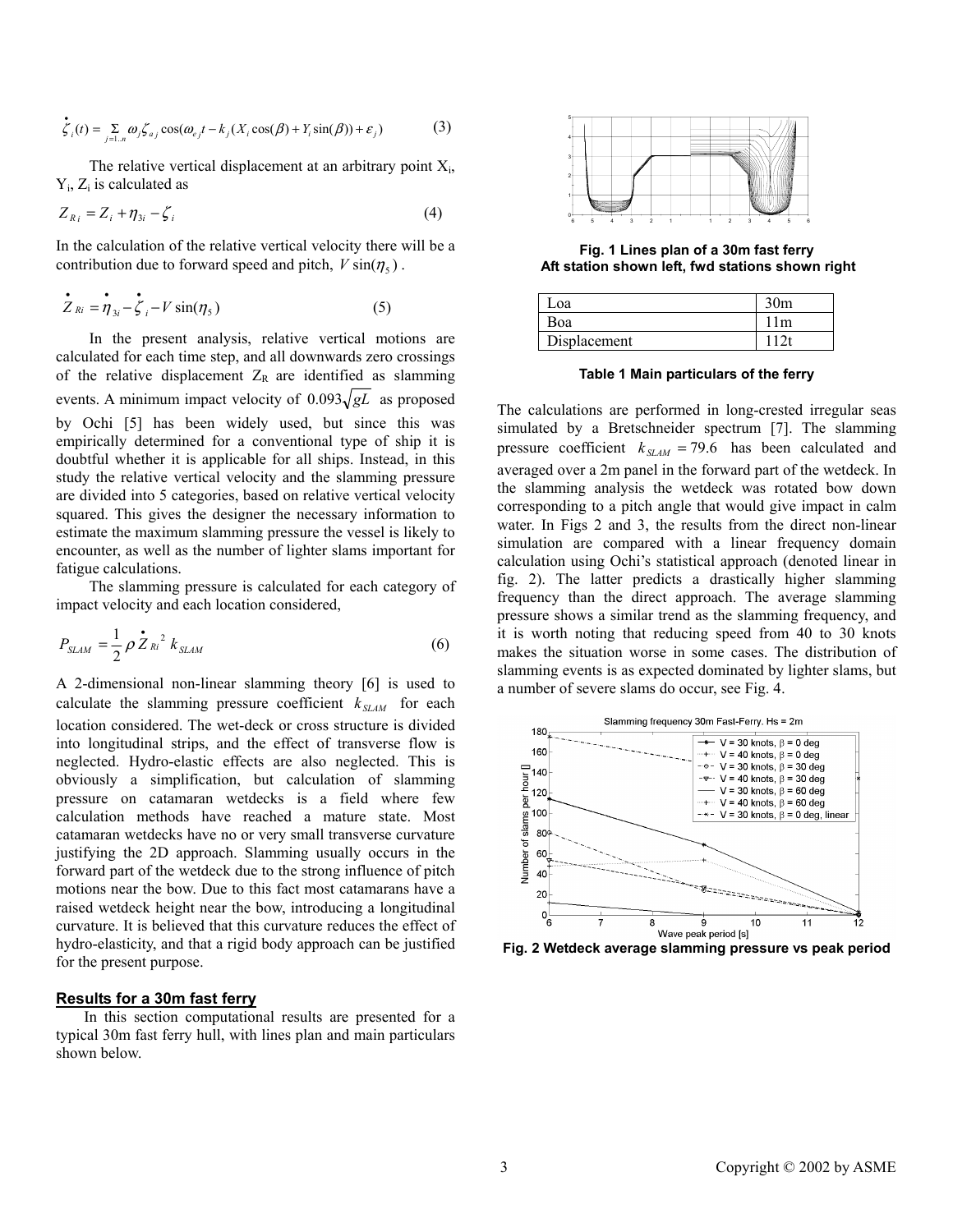$$\dot{\zeta}_i(t) = \sum_{j=1..n} \omega_j \zeta_{aj} \cos(\omega_{ej} t - k_j (X_i \cos(\beta) + Y_i \sin(\beta)) + \varepsilon_j) \qquad (3)$$

The relative vertical displacement at an arbitrary point $X_i$, $Y_i$, $Z_i$ is calculated as

$$Z_{Ri} = Z_i + \eta_{3i} - \zeta_i \qquad (4)$$

In the calculation of the relative vertical velocity there will be a contribution due to forward speed and pitch, $V \sin(\eta_5)$.

$$\dot{Z}_{Ri} = \dot{\eta}_{3i} - \dot{\zeta}_i - V \sin(\eta_5) \qquad (5)$$

In the present analysis, relative vertical motions are calculated for each time step, and all downwards zero crossings of the relative displacement $Z_R$ are identified as slamming events. A minimum impact velocity of $0.093\sqrt{gL}$ as proposed by Ochi [5] has been widely used, but since this was empirically determined for a conventional type of ship it is doubtful whether it is applicable for all ships. Instead, in this study the relative vertical velocity and the slamming pressure are divided into 5 categories, based on relative vertical velocity squared. This gives the designer the necessary information to estimate the maximum slamming pressure the vessel is likely to encounter, as well as the number of lighter slams important for fatigue calculations.

The slamming pressure is calculated for each category of impact velocity and each location considered,

$$P_{SLAM} = \frac{1}{2} \rho \dot{Z}_{Ri}^{\,2} \, k_{SLAM} \qquad (6)$$

A 2-dimensional non-linear slamming theory [6] is used to calculate the slamming pressure coefficient $k_{SLAM}$ for each location considered. The wet-deck or cross structure is divided into longitudinal strips, and the effect of transverse flow is neglected. Hydro-elastic effects are also neglected. This is obviously a simplification, but calculation of slamming pressure on catamaran wetdecks is a field where few calculation methods have reached a mature state. Most catamaran wetdecks have no or very small transverse curvature justifying the 2D approach. Slamming usually occurs in the forward part of the wetdeck due to the strong influence of pitch motions near the bow. Due to this fact most catamarans have a raised wetdeck height near the bow, introducing a longitudinal curvature. It is believed that this curvature reduces the effect of hydro-elasticity, and that a rigid body approach can be justified for the present purpose.

## Results for a 30m fast ferry

In this section computational results are presented for a typical 30m fast ferry hull, with lines plan and main particulars shown below.

**Fig. 1 Lines plan of a 30m fast ferry**
**Aft station shown left, fwd stations shown right**

| | |
|---|---|
| Loa | 30m |
| Boa | 11m |
| Displacement | 112t |

**Table 1 Main particulars of the ferry**

The calculations are performed in long-crested irregular seas simulated by a Bretschneider spectrum [7]. The slamming pressure coefficient $k_{SLAM} = 79.6$ has been calculated and averaged over a 2m panel in the forward part of the wetdeck. In the slamming analysis the wetdeck was rotated bow down corresponding to a pitch angle that would give impact in calm water. In Figs 2 and 3, the results from the direct non-linear simulation are compared with a linear frequency domain calculation using Ochi's statistical approach (denoted linear in fig. 2). The latter predicts a drastically higher slamming frequency than the direct approach. The average slamming pressure shows a similar trend as the slamming frequency, and it is worth noting that reducing speed from 40 to 30 knots makes the situation worse in some cases. The distribution of slamming events is as expected dominated by lighter slams, but a number of severe slams do occur, see Fig. 4.

**Fig. 2 Wetdeck average slamming pressure vs peak period**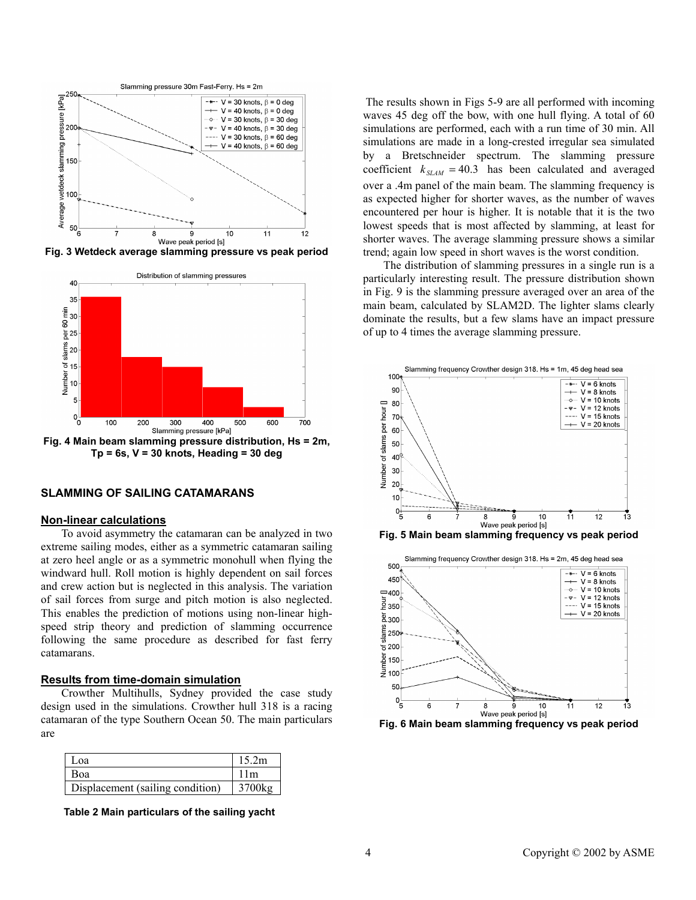Fig. 3 Wetdeck average slamming pressure vs peak period

Fig. 4 Main beam slamming pressure distribution, Hs = 2m, Tp = 6s, V = 30 knots, Heading = 30 deg

## SLAMMING OF SAILING CATAMARANS

### Non-linear calculations

To avoid asymmetry the catamaran can be analyzed in two extreme sailing modes, either as a symmetric catamaran sailing at zero heel angle or as a symmetric monohull when flying the windward hull. Roll motion is highly dependent on sail forces and crew action but is neglected in this analysis. The variation of sail forces from surge and pitch motion is also neglected. This enables the prediction of motions using non-linear high-speed strip theory and prediction of slamming occurrence following the same procedure as described for fast ferry catamarans.

### Results from time-domain simulation

Crowther Multihulls, Sydney provided the case study design used in the simulations. Crowther hull 318 is a racing catamaran of the type Southern Ocean 50. The main particulars are

| | |
|---|---|
| Loa | 15.2m |
| Boa | 11m |
| Displacement (sailing condition) | 3700kg |

**Table 2 Main particulars of the sailing yacht**

The results shown in Figs 5-9 are all performed with incoming waves 45 deg off the bow, with one hull flying. A total of 60 simulations are performed, each with a run time of 30 min. All simulations are made in a long-crested irregular sea simulated by a Bretschneider spectrum. The slamming pressure coefficient $k_{SLAM} = 40.3$ has been calculated and averaged over a .4m panel of the main beam. The slamming frequency is as expected higher for shorter waves, as the number of waves encountered per hour is higher. It is notable that it is the two lowest speeds that is most affected by slamming, at least for shorter waves. The average slamming pressure shows a similar trend; again low speed in short waves is the worst condition.

The distribution of slamming pressures in a single run is a particularly interesting result. The pressure distribution shown in Fig. 9 is the slamming pressure averaged over an area of the main beam, calculated by SLAM2D. The lighter slams clearly dominate the results, but a few slams have an impact pressure of up to 4 times the average slamming pressure.

Fig. 5 Main beam slamming frequency vs peak period

Fig. 6 Main beam slamming frequency vs peak period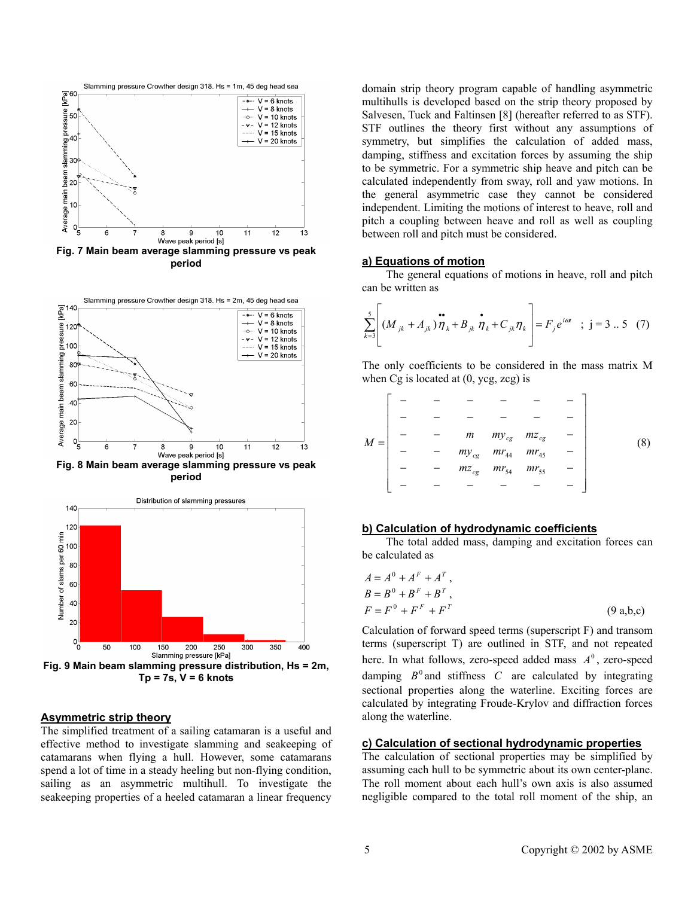Fig. 7 Main beam average slamming pressure vs peak period

Fig. 8 Main beam average slamming pressure vs peak period

Fig. 9 Main beam slamming pressure distribution, Hs = 2m, Tp = 7s, V = 6 knots

## Asymmetric strip theory

The simplified treatment of a sailing catamaran is a useful and effective method to investigate slamming and seakeeping of catamarans when flying a hull. However, some catamarans spend a lot of time in a steady heeling but non-flying condition, sailing as an asymmetric multihull. To investigate the seakeeping properties of a heeled catamaran a linear frequency domain strip theory program capable of handling asymmetric multihulls is developed based on the strip theory proposed by Salvesen, Tuck and Faltinsen [8] (hereafter referred to as STF). STF outlines the theory first without any assumptions of symmetry, but simplifies the calculation of added mass, damping, stiffness and excitation forces by assuming the ship to be symmetric. For a symmetric ship heave and pitch can be calculated independently from sway, roll and yaw motions. In the general asymmetric case they cannot be considered independent. Limiting the motions of interest to heave, roll and pitch a coupling between heave and roll as well as coupling between roll and pitch must be considered.

### a) Equations of motion

The general equations of motions in heave, roll and pitch can be written as

$$\sum_{k=3}^{5}\left[(M_{jk}+A_{jk})\ddot{\eta}_k + B_{jk}\dot{\eta}_k + C_{jk}\eta_k\right] = F_j e^{i\omega t} \quad ; \ j = 3 \,..\, 5 \quad (7)$$

The only coefficients to be considered in the mass matrix M when Cg is located at (0, ycg, zcg) is

$$M = \begin{bmatrix} - & - & - & - & - & - \\ - & - & - & - & - & - \\ - & - & m & my_{cg} & mz_{cg} & - \\ - & - & my_{cg} & mr_{44} & mr_{45} & - \\ - & - & mz_{cg} & mr_{54} & mr_{55} & - \\ - & - & - & - & - & - \end{bmatrix} \quad (8)$$

### b) Calculation of hydrodynamic coefficients

The total added mass, damping and excitation forces can be calculated as

$$A = A^0 + A^F + A^T,$$
$$B = B^0 + B^F + B^T,$$
$$F = F^0 + F^F + F^T \quad (9\text{ a,b,c})$$

Calculation of forward speed terms (superscript F) and transom terms (superscript T) are outlined in STF, and not repeated here. In what follows, zero-speed added mass $A^0$, zero-speed damping $B^0$ and stiffness $C$ are calculated by integrating sectional properties along the waterline. Exciting forces are calculated by integrating Froude-Krylov and diffraction forces along the waterline.

### c) Calculation of sectional hydrodynamic properties

The calculation of sectional properties may be simplified by assuming each hull to be symmetric about its own center-plane. The roll moment about each hull's own axis is also assumed negligible compared to the total roll moment of the ship, an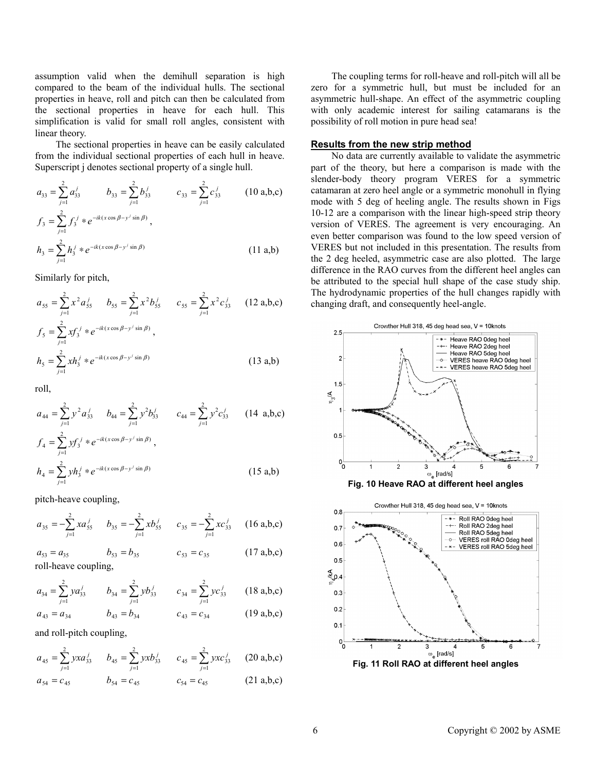assumption valid when the demihull separation is high compared to the beam of the individual hulls. The sectional properties in heave, roll and pitch can then be calculated from the sectional properties in heave for each hull. This simplification is valid for small roll angles, consistent with linear theory.

The sectional properties in heave can be easily calculated from the individual sectional properties of each hull in heave. Superscript j denotes sectional property of a single hull.

$$a_{33} = \sum_{j=1}^{2} a_{33}^{j} \qquad b_{33} = \sum_{j=1}^{2} b_{33}^{j} \qquad c_{33} = \sum_{j=1}^{2} c_{33}^{j} \qquad (10\text{ a,b,c})$$

$$f_{3} = \sum_{j=1}^{2} f_{3}^{j} * e^{-ik(x\cos\beta - y^{j}\sin\beta)},$$

$$h_{3} = \sum_{j=1}^{2} h_{3}^{j} * e^{-ik(x\cos\beta - y^{j}\sin\beta)} \qquad (11\text{ a,b})$$

Similarly for pitch,

$$a_{55} = \sum_{j=1}^{2} x^{2} a_{55}^{j} \qquad b_{55} = \sum_{j=1}^{2} x^{2} b_{55}^{j} \qquad c_{55} = \sum_{j=1}^{2} x^{2} c_{33}^{j} \qquad (12\text{ a,b,c})$$

$$f_{5} = \sum_{j=1}^{2} x f_{3}^{j} * e^{-ik(x\cos\beta - y^{j}\sin\beta)},$$

$$h_{5} = \sum_{j=1}^{2} x h_{3}^{j} * e^{-ik(x\cos\beta - y^{j}\sin\beta)} \qquad (13\text{ a,b})$$

roll,

$$a_{44} = \sum_{j=1}^{2} y^{2} a_{33}^{j} \qquad b_{44} = \sum_{j=1}^{2} y^{2} b_{33}^{j} \qquad c_{44} = \sum_{j=1}^{2} y^{2} c_{33}^{j} \qquad (14\text{ a,b,c})$$

$$f_{4} = \sum_{j=1}^{2} y f_{3}^{j} * e^{-ik(x\cos\beta - y^{j}\sin\beta)},$$

$$h_{4} = \sum_{j=1}^{2} y h_{3}^{j} * e^{-ik(x\cos\beta - y^{j}\sin\beta)} \qquad (15\text{ a,b})$$

pitch-heave coupling,

$$a_{35} = -\sum_{j=1}^{2} x a_{55}^{j} \qquad b_{35} = -\sum_{j=1}^{2} x b_{55}^{j} \qquad c_{35} = -\sum_{j=1}^{2} x c_{33}^{j} \qquad (16\text{ a,b,c})$$

$$a_{53} = a_{35} \qquad b_{53} = b_{35} \qquad c_{53} = c_{35} \qquad (17\text{ a,b,c})$$

roll-heave coupling,

$$a_{34} = \sum_{j=1}^{2} y a_{33}^{j} \qquad b_{34} = \sum_{j=1}^{2} y b_{33}^{j} \qquad c_{34} = \sum_{j=1}^{2} y c_{33}^{j} \qquad (18\text{ a,b,c})$$

$$a_{43} = a_{34} \qquad b_{43} = b_{34} \qquad c_{43} = c_{34} \qquad (19\text{ a,b,c})$$

and roll-pitch coupling,

$$a_{45} = \sum_{j=1}^{2} yx a_{33}^{j} \qquad b_{45} = \sum_{j=1}^{2} yx b_{33}^{j} \qquad c_{45} = \sum_{j=1}^{2} yx c_{33}^{j} \qquad (20\text{ a,b,c})$$

$$a_{54} = c_{45} \qquad b_{54} = c_{45} \qquad c_{54} = c_{45} \qquad (21\text{ a,b,c})$$

The coupling terms for roll-heave and roll-pitch will all be zero for a symmetric hull, but must be included for an asymmetric hull-shape. An effect of the asymmetric coupling with only academic interest for sailing catamarans is the possibility of roll motion in pure head sea!

## Results from the new strip method

No data are currently available to validate the asymmetric part of the theory, but here a comparison is made with the slender-body theory program VERES for a symmetric catamaran at zero heel angle or a symmetric monohull in flying mode with 5 deg of heeling angle. The results shown in Figs 10-12 are a comparison with the linear high-speed strip theory version of VERES. The agreement is very encouraging. An even better comparison was found to the low speed version of VERES but not included in this presentation. The results from the 2 deg heeled, asymmetric case are also plotted. The large difference in the RAO curves from the different heel angles can be attributed to the special hull shape of the case study ship. The hydrodynamic properties of the hull changes rapidly with changing draft, and consequently heel-angle.

**Fig. 10 Heave RAO at different heel angles**

**Fig. 11 Roll RAO at different heel angles**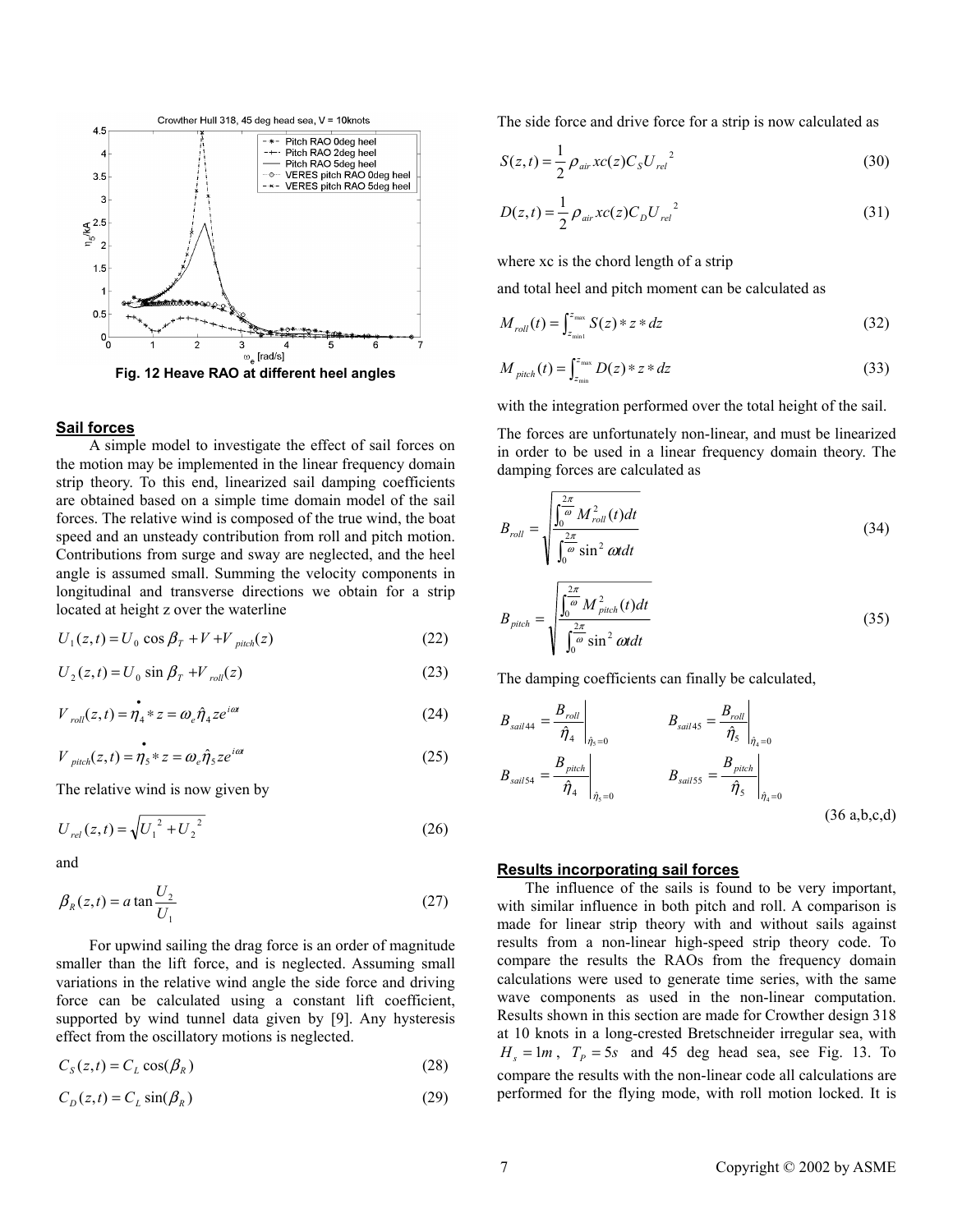Fig. 12 Heave RAO at different heel angles

## Sail forces

A simple model to investigate the effect of sail forces on the motion may be implemented in the linear frequency domain strip theory. To this end, linearized sail damping coefficients are obtained based on a simple time domain model of the sail forces. The relative wind is composed of the true wind, the boat speed and an unsteady contribution from roll and pitch motion. Contributions from surge and sway are neglected, and the heel angle is assumed small. Summing the velocity components in longitudinal and transverse directions we obtain for a strip located at height z over the waterline

$$U_1(z,t) = U_0 \cos \beta_T + V + V_{pitch}(z) \tag{22}$$

$$U_2(z,t) = U_0 \sin \beta_T + V_{roll}(z) \tag{23}$$

$$V_{roll}(z,t) = \dot{\eta}_4 * z = \omega_e \hat{\eta}_4 z e^{i\omega t} \tag{24}$$

$$V_{pitch}(z,t) = \dot{\eta}_5 * z = \omega_e \hat{\eta}_5 z e^{i\omega t} \tag{25}$$

The relative wind is now given by

$$U_{rel}(z,t) = \sqrt{U_1^{\,2} + U_2^{\,2}} \tag{26}$$

and

$$\beta_R(z,t) = a\tan\frac{U_2}{U_1} \tag{27}$$

For upwind sailing the drag force is an order of magnitude smaller than the lift force, and is neglected. Assuming small variations in the relative wind angle the side force and driving force can be calculated using a constant lift coefficient, supported by wind tunnel data given by [9]. Any hysteresis effect from the oscillatory motions is neglected.

$$C_S(z,t) = C_L \cos(\beta_R) \tag{28}$$

$$C_D(z,t) = C_L \sin(\beta_R) \tag{29}$$

The side force and drive force for a strip is now calculated as

$$S(z,t) = \frac{1}{2}\rho_{air} xc(z) C_S U_{rel}^{\;2} \tag{30}$$

$$D(z,t) = \frac{1}{2}\rho_{air} xc(z) C_D U_{rel}^{\;2} \tag{31}$$

where xc is the chord length of a strip

and total heel and pitch moment can be calculated as

$$M_{roll}(t) = \int_{z_{min1}}^{z_{max}} S(z) * z * dz \tag{32}$$

$$M_{pitch}(t) = \int_{z_{min}}^{z_{max}} D(z) * z * dz \tag{33}$$

with the integration performed over the total height of the sail.

The forces are unfortunately non-linear, and must be linearized in order to be used in a linear frequency domain theory. The damping forces are calculated as

$$B_{roll} = \sqrt{\frac{\int_0^{\frac{2\pi}{\omega}} M_{roll}^2(t)dt}{\int_0^{\frac{2\pi}{\omega}} \sin^2 \omega t dt}} \tag{34}$$

$$B_{pitch} = \sqrt{\frac{\int_0^{\frac{2\pi}{\omega}} M_{pitch}^2(t)dt}{\int_0^{\frac{2\pi}{\omega}} \sin^2 \omega t dt}} \tag{35}$$

The damping coefficients can finally be calculated,

$$B_{sail44} = \left.\frac{B_{roll}}{\hat{\eta}_4}\right|_{\hat{\eta}_5=0} \qquad B_{sail45} = \left.\frac{B_{roll}}{\hat{\eta}_5}\right|_{\hat{\eta}_4=0}$$

$$B_{sail54} = \left.\frac{B_{pitch}}{\hat{\eta}_4}\right|_{\hat{\eta}_5=0} \qquad B_{sail55} = \left.\frac{B_{pitch}}{\hat{\eta}_5}\right|_{\hat{\eta}_4=0}$$

(36 a,b,c,d)

## Results incorporating sail forces

The influence of the sails is found to be very important, with similar influence in both pitch and roll. A comparison is made for linear strip theory with and without sails against results from a non-linear high-speed strip theory code. To compare the results the RAOs from the frequency domain calculations were used to generate time series, with the same wave components as used in the non-linear computation. Results shown in this section are made for Crowther design 318 at 10 knots in a long-crested Bretschneider irregular sea, with $H_s = 1m$, $T_P = 5s$ and 45 deg head sea, see Fig. 13. To compare the results with the non-linear code all calculations are performed for the flying mode, with roll motion locked. It is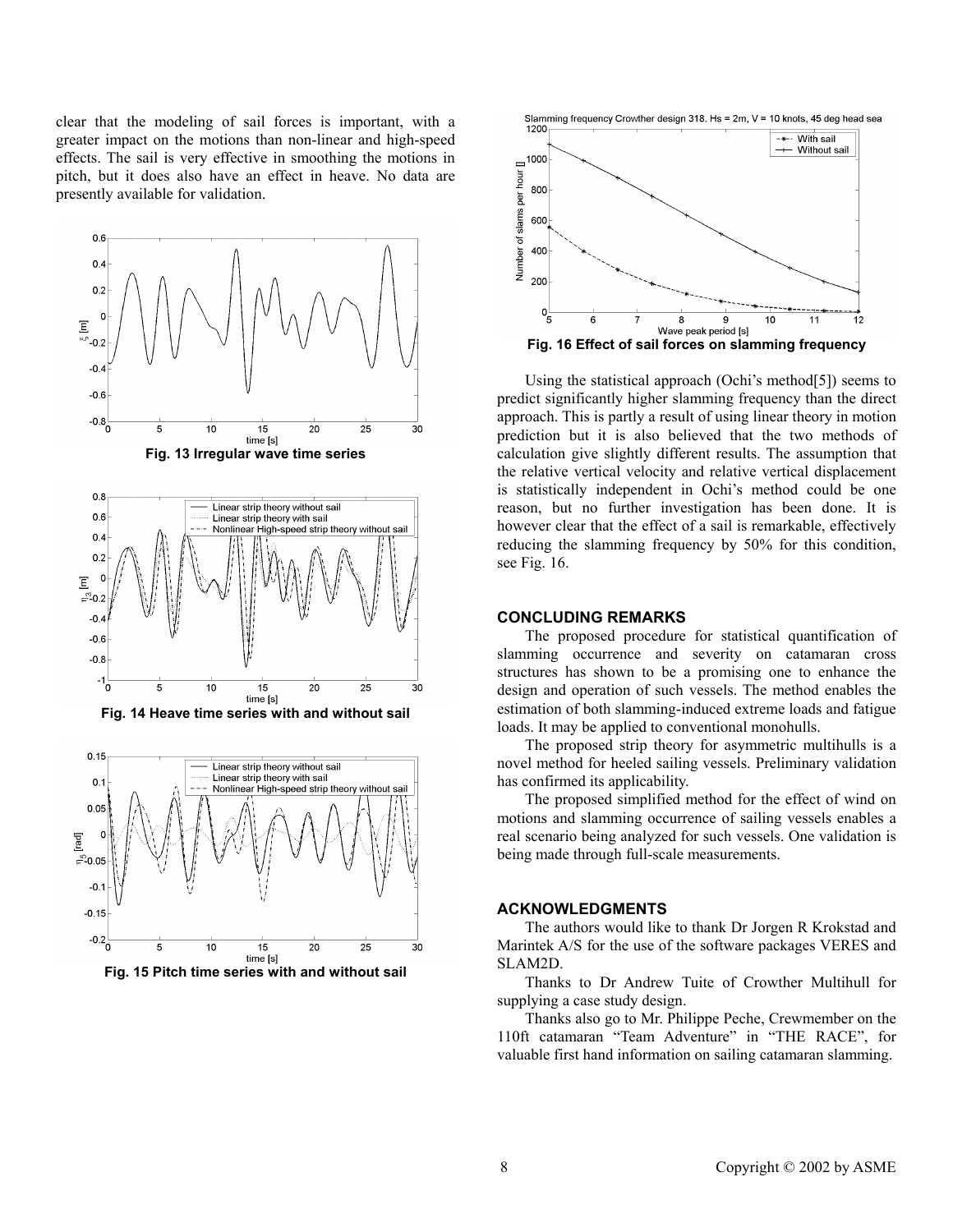clear that the modeling of sail forces is important, with a greater impact on the motions than non-linear and high-speed effects. The sail is very effective in smoothing the motions in pitch, but it does also have an effect in heave. No data are presently available for validation.

**Fig. 13 Irregular wave time series**

**Fig. 14 Heave time series with and without sail**

**Fig. 15 Pitch time series with and without sail**

**Fig. 16 Effect of sail forces on slamming frequency**

Using the statistical approach (Ochi's method[5]) seems to predict significantly higher slamming frequency than the direct approach. This is partly a result of using linear theory in motion prediction but it is also believed that the two methods of calculation give slightly different results. The assumption that the relative vertical velocity and relative vertical displacement is statistically independent in Ochi's method could be one reason, but no further investigation has been done. It is however clear that the effect of a sail is remarkable, effectively reducing the slamming frequency by 50% for this condition, see Fig. 16.

## CONCLUDING REMARKS

The proposed procedure for statistical quantification of slamming occurrence and severity on catamaran cross structures has shown to be a promising one to enhance the design and operation of such vessels. The method enables the estimation of both slamming-induced extreme loads and fatigue loads. It may be applied to conventional monohulls.

The proposed strip theory for asymmetric multihulls is a novel method for heeled sailing vessels. Preliminary validation has confirmed its applicability.

The proposed simplified method for the effect of wind on motions and slamming occurrence of sailing vessels enables a real scenario being analyzed for such vessels. One validation is being made through full-scale measurements.

## ACKNOWLEDGMENTS

The authors would like to thank Dr Jorgen R Krokstad and Marintek A/S for the use of the software packages VERES and SLAM2D.

Thanks to Dr Andrew Tuite of Crowther Multihull for supplying a case study design.

Thanks also go to Mr. Philippe Peche, Crewmember on the 110ft catamaran "Team Adventure" in "THE RACE", for valuable first hand information on sailing catamaran slamming.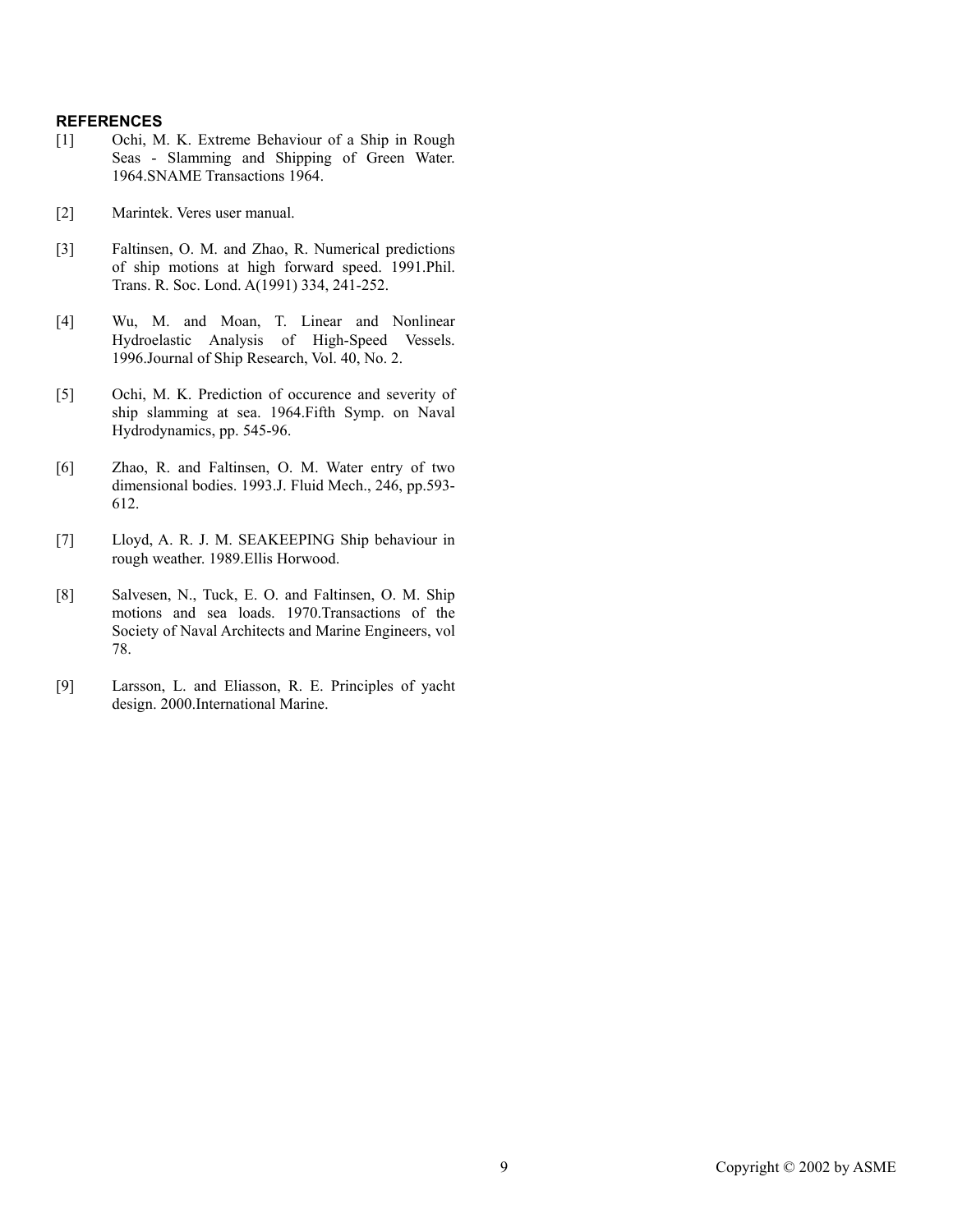### REFERENCES

[1] Ochi, M. K. Extreme Behaviour of a Ship in Rough Seas - Slamming and Shipping of Green Water. 1964.SNAME Transactions 1964.

[2] Marintek. Veres user manual.

[3] Faltinsen, O. M. and Zhao, R. Numerical predictions of ship motions at high forward speed. 1991.Phil. Trans. R. Soc. Lond. A(1991) 334, 241-252.

[4] Wu, M. and Moan, T. Linear and Nonlinear Hydroelastic Analysis of High-Speed Vessels. 1996.Journal of Ship Research, Vol. 40, No. 2.

[5] Ochi, M. K. Prediction of occurence and severity of ship slamming at sea. 1964.Fifth Symp. on Naval Hydrodynamics, pp. 545-96.

[6] Zhao, R. and Faltinsen, O. M. Water entry of two dimensional bodies. 1993.J. Fluid Mech., 246, pp.593-612.

[7] Lloyd, A. R. J. M. SEAKEEPING Ship behaviour in rough weather. 1989.Ellis Horwood.

[8] Salvesen, N., Tuck, E. O. and Faltinsen, O. M. Ship motions and sea loads. 1970.Transactions of the Society of Naval Architects and Marine Engineers, vol 78.

[9] Larsson, L. and Eliasson, R. E. Principles of yacht design. 2000.International Marine.